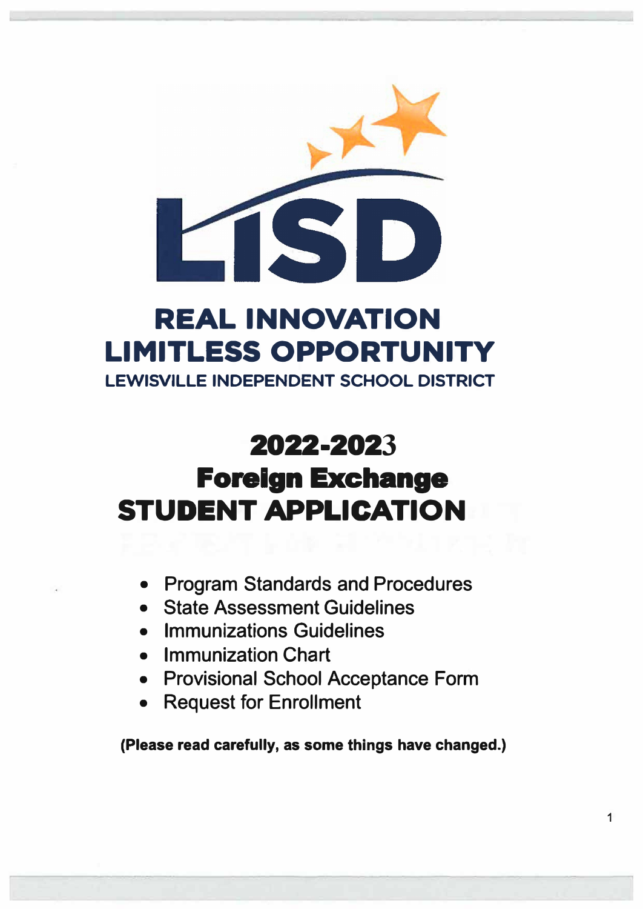LISD

# REAL INNOVATION
# LIMITLESS OPPORTUNITY

**LEWISVILLE INDEPENDENT SCHOOL DISTRICT**

# 2022-2023
# Foreign Exchange
# STUDENT APPLICATION

- Program Standards and Procedures
- State Assessment Guidelines
- Immunizations Guidelines
- Immunization Chart
- Provisional School Acceptance Form
- Request for Enrollment

**(Please read carefully, as some things have changed.)**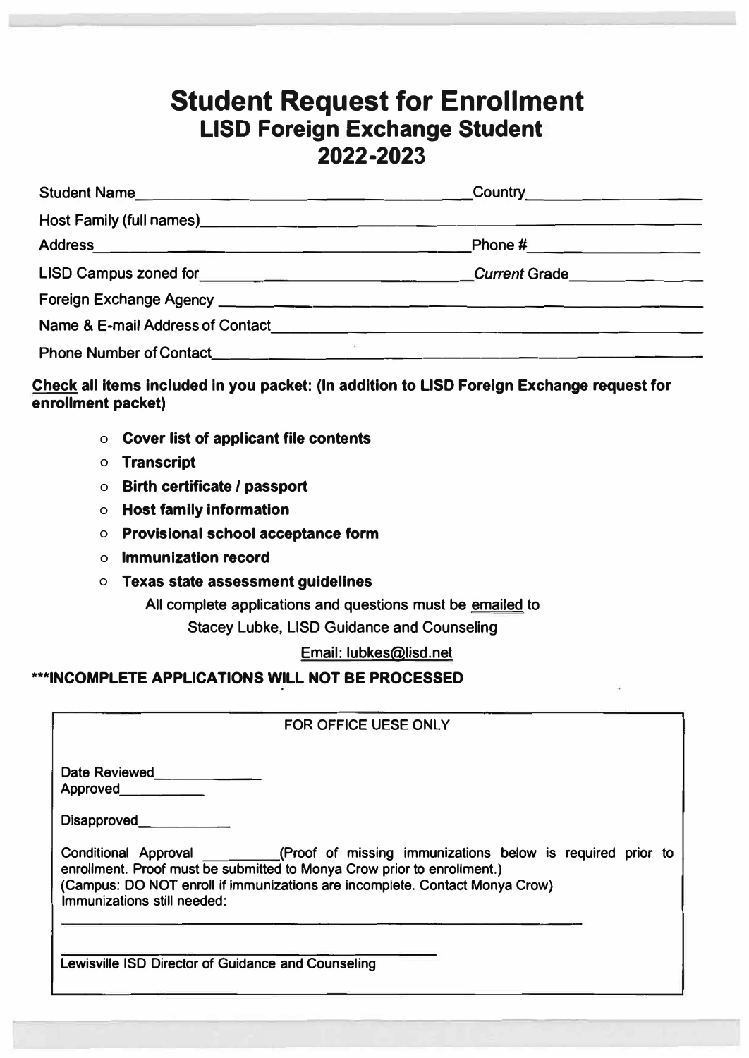# Student Request for Enrollment

## LISD Foreign Exchange Student

## 2022-2023

Student Name\_\_\_\_\_\_\_\_\_\_\_\_\_\_\_\_\_\_\_\_\_\_\_\_\_\_\_\_\_\_\_\_\_\_\_\_\_\_\_\_ Country\_\_\_\_\_\_\_\_\_\_\_\_\_\_\_\_\_\_\_\_

Host Family (full names)\_\_\_\_\_\_\_\_\_\_\_\_\_\_\_\_\_\_\_\_\_\_\_\_\_\_\_\_\_\_\_\_\_\_\_\_\_\_\_\_\_\_\_\_\_\_\_\_\_\_\_\_\_\_\_\_\_\_

Address\_\_\_\_\_\_\_\_\_\_\_\_\_\_\_\_\_\_\_\_\_\_\_\_\_\_\_\_\_\_\_\_\_\_\_\_\_\_\_\_\_\_\_\_\_\_\_\_\_\_ Phone #\_\_\_\_\_\_\_\_\_\_\_\_\_\_\_\_\_\_\_\_

LISD Campus zoned for\_\_\_\_\_\_\_\_\_\_\_\_\_\_\_\_\_\_\_\_\_\_\_\_\_\_\_\_\_\_\_\_\_\_\_\_\_\_\_ *Current* Grade\_\_\_\_\_\_\_\_\_\_\_\_\_\_\_\_

Foreign Exchange Agency \_\_\_\_\_\_\_\_\_\_\_\_\_\_\_\_\_\_\_\_\_\_\_\_\_\_\_\_\_\_\_\_\_\_\_\_\_\_\_\_\_\_\_\_\_\_\_\_\_\_\_\_\_\_\_\_\_\_

Name & E-mail Address of Contact\_\_\_\_\_\_\_\_\_\_\_\_\_\_\_\_\_\_\_\_\_\_\_\_\_\_\_\_\_\_\_\_\_\_\_\_\_\_\_\_\_\_\_\_\_\_\_\_\_\_\_\_

Phone Number of Contact\_\_\_\_\_\_\_\_\_\_\_\_\_\_\_\_\_\_\_\_\_\_\_\_\_\_\_\_\_\_\_\_\_\_\_\_\_\_\_\_\_\_\_\_\_\_\_\_\_\_\_\_\_\_\_\_\_\_

**Check all items included in you packet: (In addition to LISD Foreign Exchange request for enrollment packet)**

- **Cover list of applicant file contents**
- **Transcript**
- **Birth certificate / passport**
- **Host family information**
- **Provisional school acceptance form**
- **Immunization record**
- **Texas state assessment guidelines**

All complete applications and questions must be emailed to
Stacey Lubke, LISD Guidance and Counseling
Email: lubkes@lisd.net

**\*\*\*INCOMPLETE APPLICATIONS WILL NOT BE PROCESSED**

---

FOR OFFICE UESE ONLY

Date Reviewed\_\_\_\_\_\_\_\_\_\_\_\_\_\_
Approved\_\_\_\_\_\_\_\_\_\_\_

Disapproved\_\_\_\_\_\_\_\_\_\_\_\_

Conditional Approval \_\_\_\_\_\_\_\_\_\_(Proof of missing immunizations below is required prior to enrollment. Proof must be submitted to Monya Crow prior to enrollment.)
(Campus: DO NOT enroll if immunizations are incomplete. Contact Monya Crow)
Immunizations still needed:

\_\_\_\_\_\_\_\_\_\_\_\_\_\_\_\_\_\_\_\_\_\_\_\_\_\_\_\_\_\_\_\_\_\_\_\_\_\_\_\_\_\_\_\_\_\_\_\_\_\_\_\_\_\_\_\_\_\_\_\_\_\_\_\_\_\_\_\_\_\_\_\_

\_\_\_\_\_\_\_\_\_\_\_\_\_\_\_\_\_\_\_\_\_\_\_\_\_\_\_\_\_\_\_\_\_\_\_\_\_\_\_\_\_\_\_\_\_\_\_\_
Lewisville ISD Director of Guidance and Counseling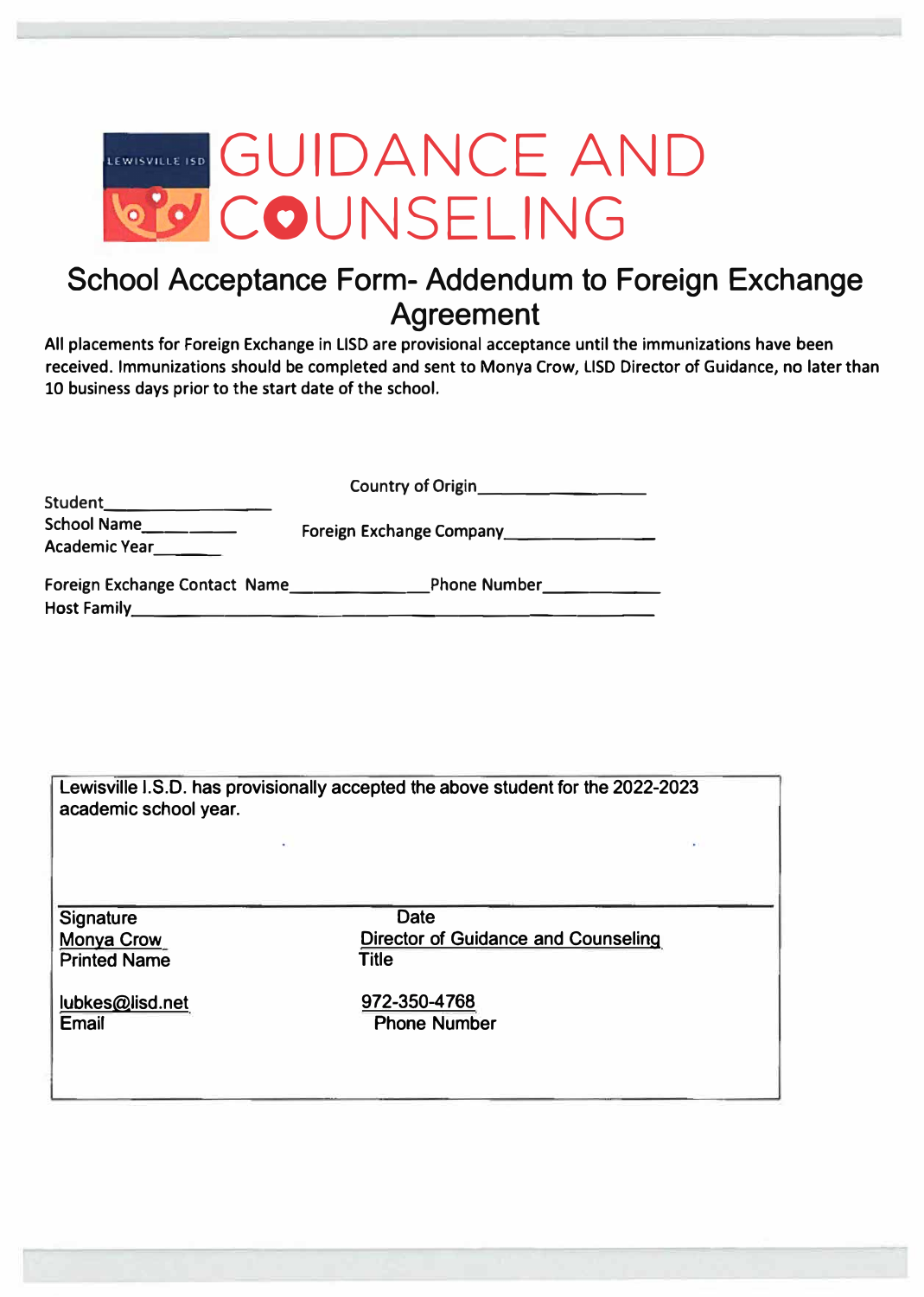LEWISVILLE ISD

# GUIDANCE AND COUNSELING

## School Acceptance Form- Addendum to Foreign Exchange Agreement

All placements for Foreign Exchange in LISD are provisional acceptance until the immunizations have been received. Immunizations should be completed and sent to Monya Crow, LISD Director of Guidance, no later than 10 business days prior to the start date of the school.

Student___________________ Country of Origin___________________

School Name__________ Foreign Exchange Company________________

Academic Year_______

Foreign Exchange Contact Name______________Phone Number____________

Host Family________________________________________________________

---

Lewisville I.S.D. has provisionally accepted the above student for the 2022-2023 academic school year.

______________________________________________________________

Signature Date

Monya Crow Director of Guidance and Counseling

Printed Name Title

lubkes@lisd.net 972-350-4768

Email Phone Number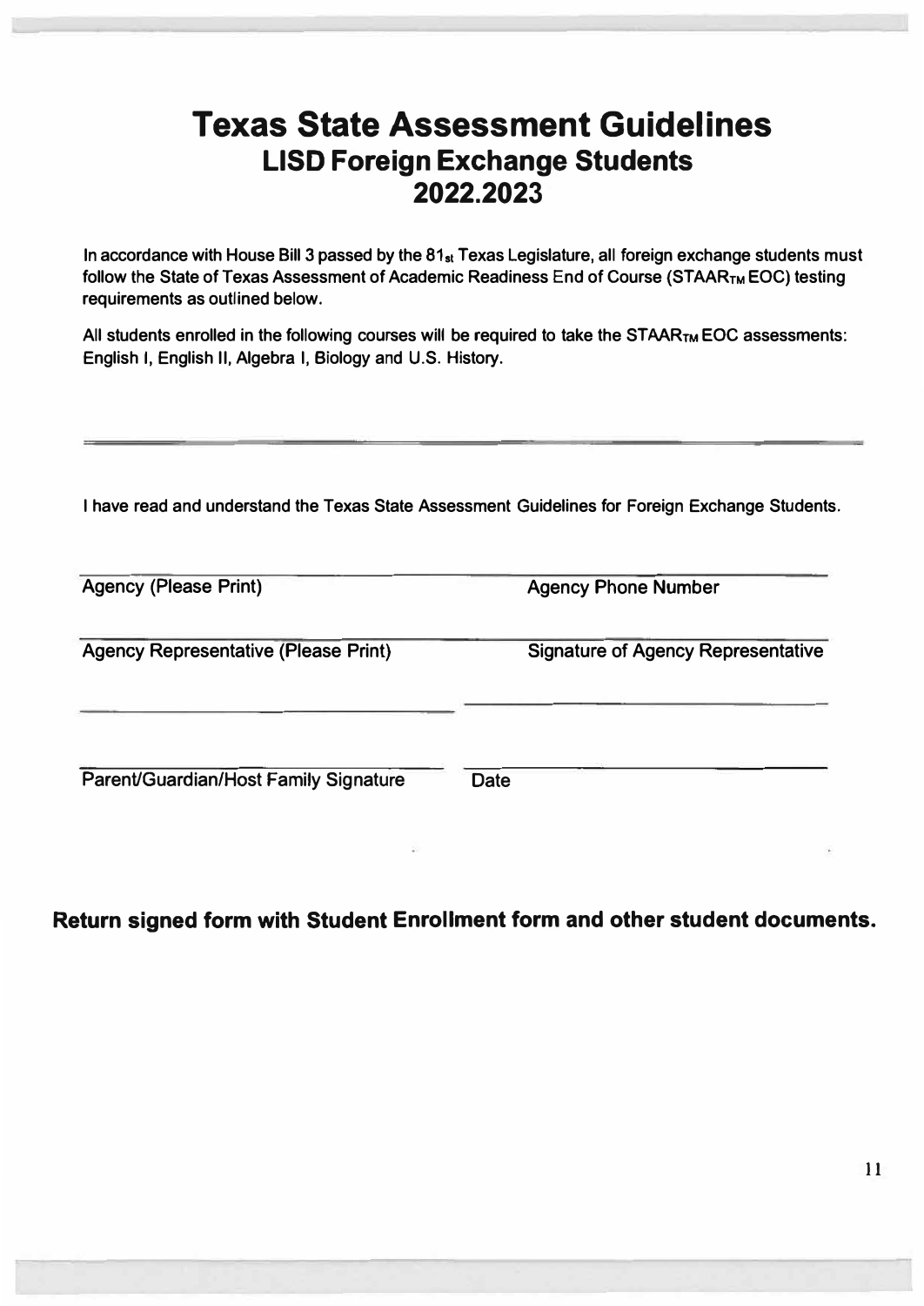# Texas State Assessment Guidelines

## LISD Foreign Exchange Students

## 2022.2023

In accordance with House Bill 3 passed by the 81st Texas Legislature, all foreign exchange students must follow the State of Texas Assessment of Academic Readiness End of Course (STAAR™ EOC) testing requirements as outlined below.

All students enrolled in the following courses will be required to take the STAAR™ EOC assessments: English I, English II, Algebra I, Biology and U.S. History.

---

I have read and understand the Texas State Assessment Guidelines for Foreign Exchange Students.

| | |
|---|---|
| Agency (Please Print) | Agency Phone Number |
| Agency Representative (Please Print) | Signature of Agency Representative |
| Parent/Guardian/Host Family Signature | Date |

**Return signed form with Student Enrollment form and other student documents.**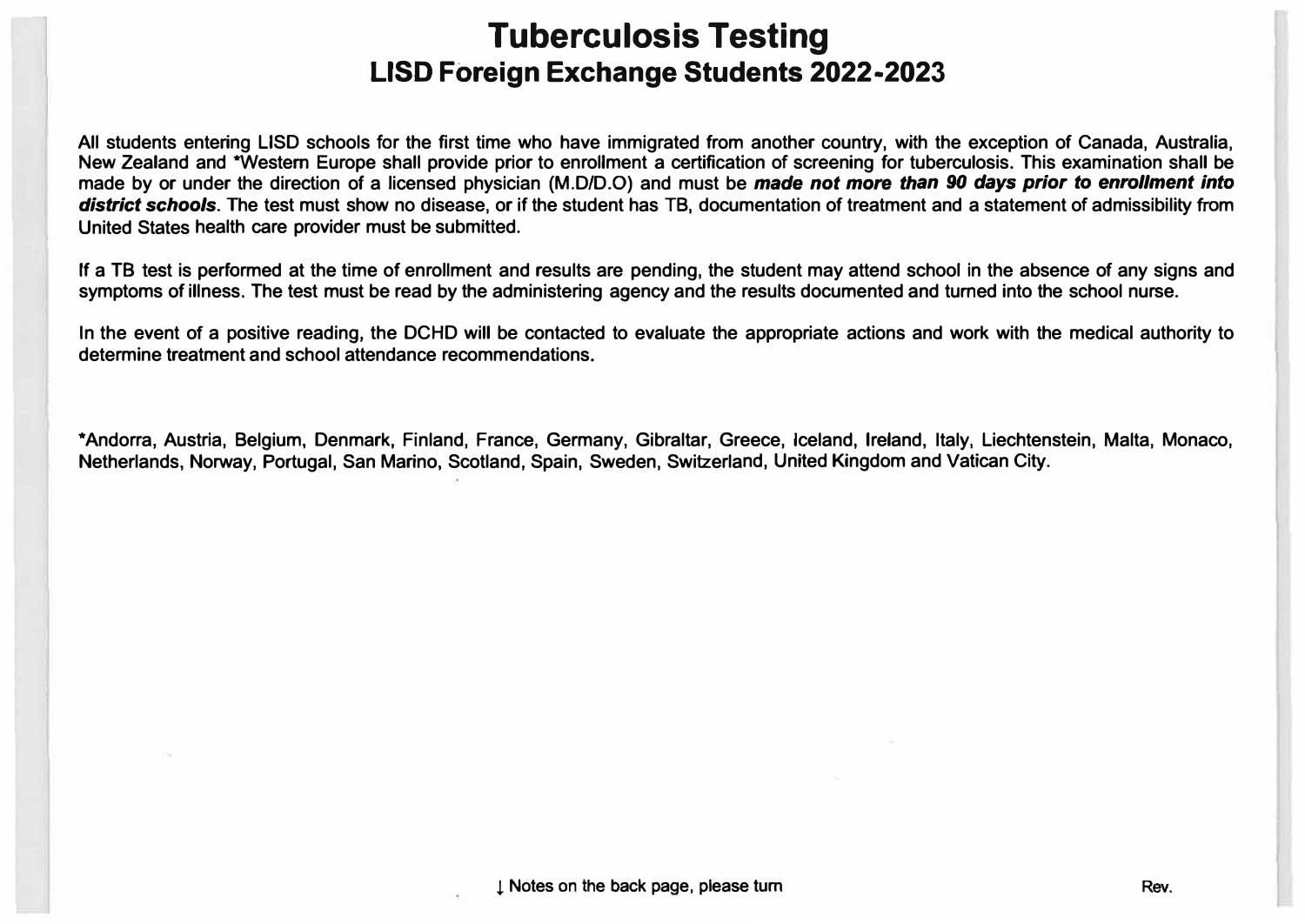# Tuberculosis Testing
## LISD Foreign Exchange Students 2022-2023

All students entering LISD schools for the first time who have immigrated from another country, with the exception of Canada, Australia, New Zealand and *Western Europe shall provide prior to enrollment a certification of screening for tuberculosis. This examination shall be made by or under the direction of a licensed physician (M.D/D.O) and must be ***made not more than 90 days prior to enrollment into district schools***. The test must show no disease, or if the student has TB, documentation of treatment and a statement of admissibility from United States health care provider must be submitted.

If a TB test is performed at the time of enrollment and results are pending, the student may attend school in the absence of any signs and symptoms of illness. The test must be read by the administering agency and the results documented and turned into the school nurse.

In the event of a positive reading, the DCHD will be contacted to evaluate the appropriate actions and work with the medical authority to determine treatment and school attendance recommendations.

*Andorra, Austria, Belgium, Denmark, Finland, France, Germany, Gibraltar, Greece, Iceland, Ireland, Italy, Liechtenstein, Malta, Monaco, Netherlands, Norway, Portugal, San Marino, Scotland, Spain, Sweden, Switzerland, United Kingdom and Vatican City.

↓ Notes on the back page, please turn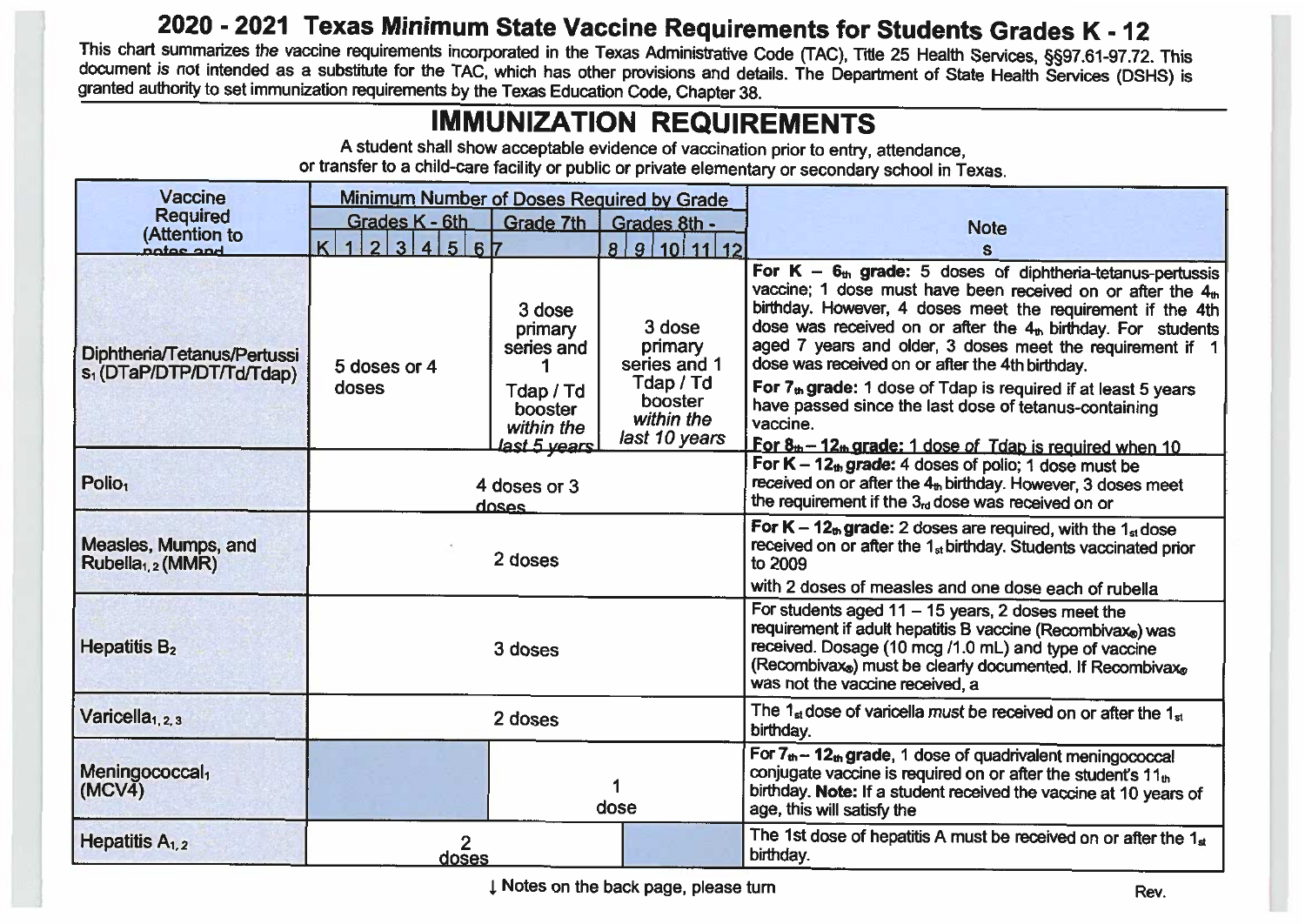# 2020 - 2021 Texas *Minimum* State Vaccine Requirements for Students Grades K - 12

This chart summarizes *the* vaccine requirements incorporated in the Texas Administrative Code (TAC), Title 25 Health Services, §§97.61-97.72. This document *is not* intended as a substitute for the TAC, which has other provisions and details. The Department of State Health Services (DSHS) is granted authority to set immunization requirements by the Texas Education Code, Chapter 38.

## IMMUNIZATION REQUIREMENTS

A student shall show acceptable evidence of vaccination prior to entry, attendance, or transfer to a child-care facility or public or private elementary or secondary school in Texas.

| Vaccine Required (Attention to notes and | Minimum Number of Doses Required by Grade | | | Notes |
|---|---|---|---|---|
| | Grades K - 6th (K 1 2 3 4 5 6) | Grade 7th (7) | Grades 8th - (8 9 10 11 12) | |
| Diphtheria/Tetanus/Pertussis[1] (DTaP/DTP/DT/Td/Tdap) | 5 doses or 4 doses | 3 dose primary series and 1 Tdap / Td booster *within the last 5 years* | 3 dose primary series and 1 Tdap / Td booster *within the last 10 years* | **For K – 6th grade:** 5 doses of diphtheria-tetanus-pertussis vaccine; 1 dose must have been received on or after the 4th birthday. However, 4 doses meet the requirement if the 4th dose was received on or after the 4th birthday. For students aged 7 years and older, 3 doses meet the requirement if 1 dose was received on or after the 4th birthday. **For 7th grade:** 1 dose of Tdap is required if at least 5 years have passed since the last dose of tetanus-containing vaccine. **For 8th – 12th grade:** 1 dose of Tdap is required when 10 |
| Polio[1] | 4 doses or 3 doses | | | **For K – 12th grade:** 4 doses of polio; 1 dose must be received on or after the 4th birthday. However, 3 doses meet the requirement if the 3rd dose was received on or |
| Measles, Mumps, and Rubella[1, 2] (MMR) | 2 doses | | | **For K – 12th grade:** 2 doses are required, with the 1st dose received on or after the 1st birthday. Students vaccinated prior to 2009 with 2 doses of measles and one dose each of rubella |
| Hepatitis B[2] | 3 doses | | | For students aged 11 – 15 years, 2 doses meet the requirement if adult hepatitis B vaccine (Recombivax®) was received. Dosage (10 mcg /1.0 mL) and type of vaccine (Recombivax®) must be clearly documented. If Recombivax® was not the vaccine received, a |
| Varicella[1, 2, 3] | 2 doses | | | The 1st dose of varicella *must* be received on or after the 1st birthday. |
| Meningococcal[1] (MCV4) | | 1 dose | | **For 7th – 12th grade**, 1 dose of quadrivalent meningococcal conjugate vaccine is required on or after the student's 11th birthday. **Note:** If a student received the vaccine at 10 years of age, this will satisfy the |
| Hepatitis A[1, 2] | 2 doses | | | The 1st dose of hepatitis A must be received on or after the 1st birthday. |

↓ Notes on the back page, please turn

Rev.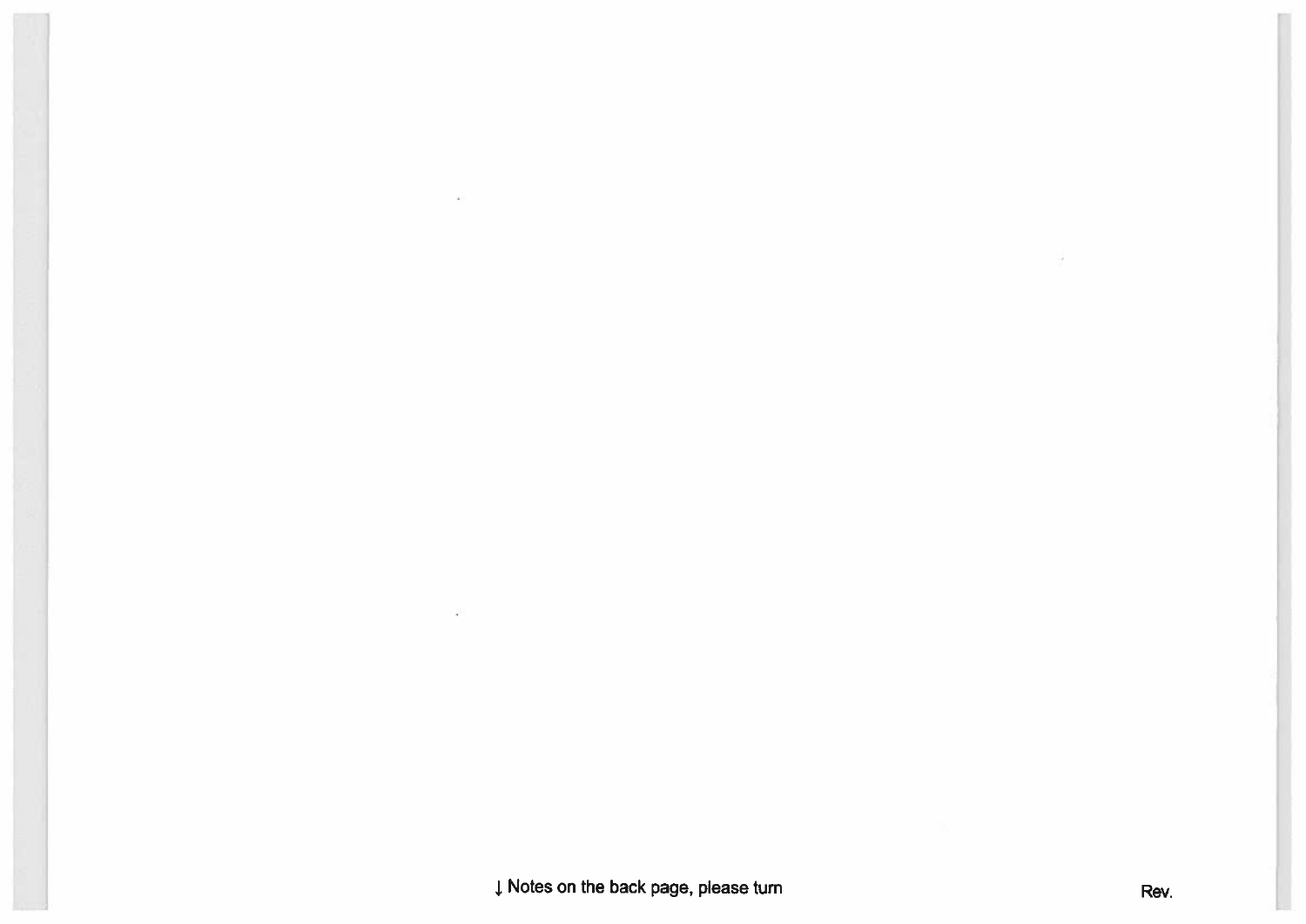↓ Notes on the back page, please turn

Rev.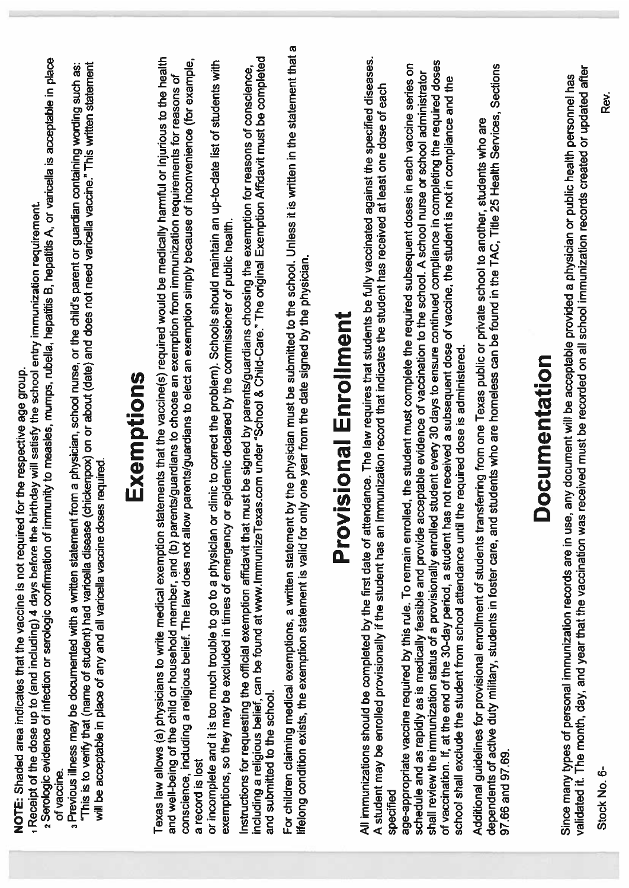**NOTE:** Shaded area indicates that the vaccine is not required for the respective age group.

[1] Receipt of the dose up to (and including) 4 days before the birthday will satisfy the school entry immunization requirement.

[2] Serologic evidence of infection or serologic confirmation of immunity to measles, mumps, rubella, hepatitis B, hepatitis A, or varicella is acceptable in place of vaccine.

[3] Previous illness may be documented with a written statement from a physician, school nurse, or the child's parent or guardian containing wording such as: "This is to verify that (name of student) had varicella disease (chickenpox) on or about (date) and does not need varicella vaccine." This written statement will be acceptable in place of any and all varicella vaccine doses required.

# Exemptions

Texas law allows (a) physicians to write medical exemption statements that the vaccine(s) required would be medically harmful or injurious to the health and well-being of the child or household member, and (b) parents/guardians to choose an exemption from immunization requirements for reasons of conscience, including a religious belief. The law does not allow parents/guardians to elect an exemption simply because of inconvenience (for example, a record is lost or incomplete and it is too much trouble to go to a physician or clinic to correct the problem). Schools should maintain an up-to-date list of students with exemptions, so they may be excluded in times of emergency or epidemic declared by the commissioner of public health.

Instructions for requesting the official exemption affidavit that must be signed by parents/guardians choosing the exemption for reasons of conscience, including a religious belief, can be found at www.ImmunizeTexas.com under "School & Child-Care." The original Exemption Affidavit must be completed and submitted to the school.

For children claiming medical exemptions, a written statement by the physician must be submitted to the school. Unless it is written in the statement that a lifelong condition exists, the exemption statement is valid for only one year from the date signed by the physician.

# Provisional Enrollment

All immunizations should be completed by the first date of attendance. The law requires that students be fully vaccinated against the specified diseases. A student may be enrolled provisionally if the student has an immunization record that indicates the student has received at least one dose of each specified age-appropriate vaccine required by this rule. To remain enrolled, the student must complete the required subsequent doses in each vaccine series on schedule and as rapidly as is medically feasible and provide acceptable evidence of vaccination to the school. A school nurse or school administrator shall review the immunization status of a provisionally enrolled student every 30 days to ensure continued compliance in completing the required doses of vaccination. If, at the end of the 30-day period, a student has not received a subsequent dose of vaccine, the student is not in compliance and the school shall exclude the student from school attendance until the required dose is administered.

Additional guidelines for provisional enrollment of students transferring from one Texas public or private school to another, students who are dependents of active duty military, students in foster care, and students who are homeless can be found in the TAC, Title 25 Health Services, Sections 97.66 and 97.69.

# Documentation

Since many types of personal immunization records are in use, any document will be acceptable provided a physician or public health personnel has validated it. The month, day, and year that the vaccination was received must be recorded on all school immunization records created or updated after

Stock No. 6-

Rev.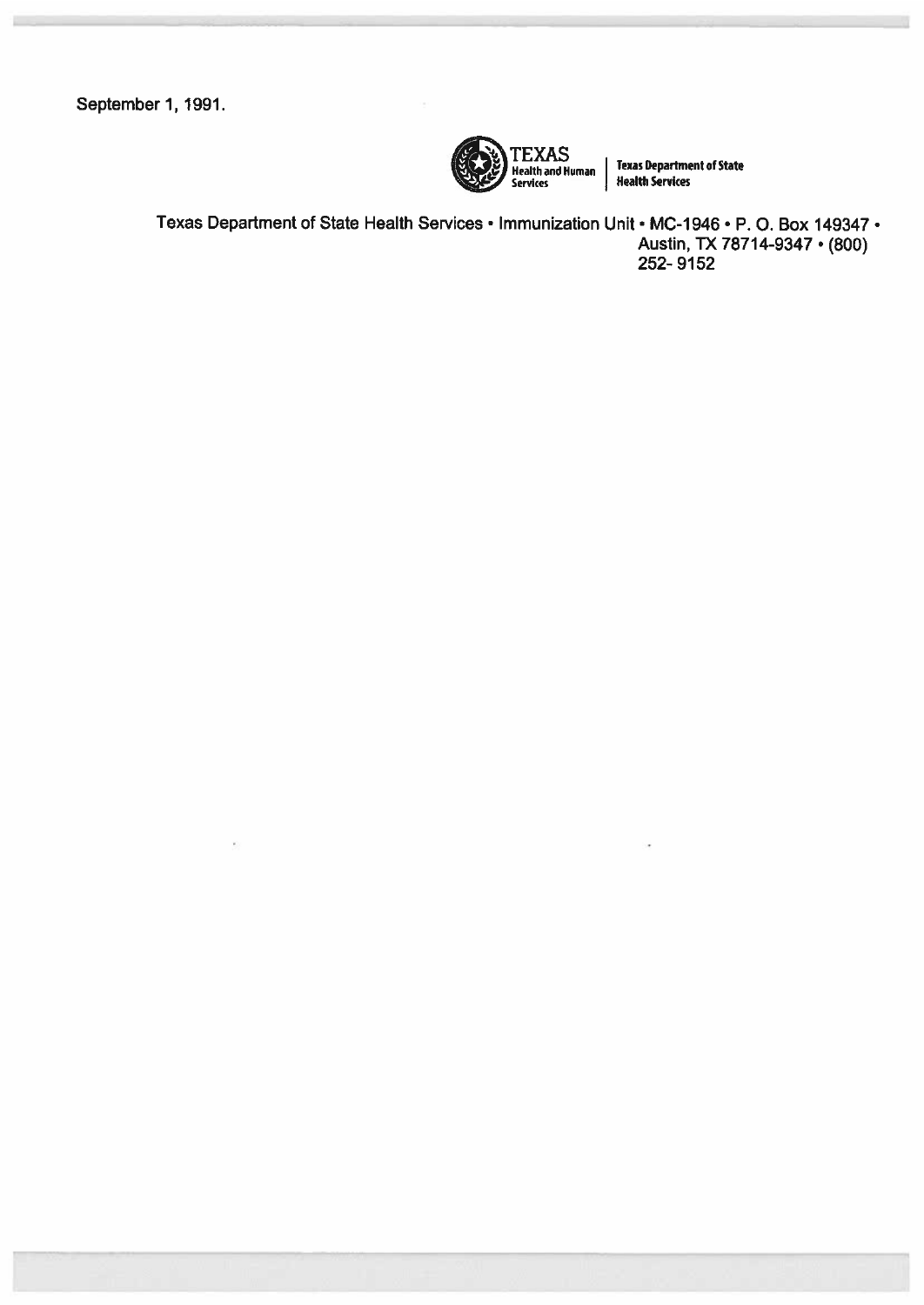September 1, 1991.

TEXAS Health and Human Services | Texas Department of State Health Services

Texas Department of State Health Services • Immunization Unit • MC-1946 • P. O. Box 149347 • Austin, TX 78714-9347 • (800) 252- 9152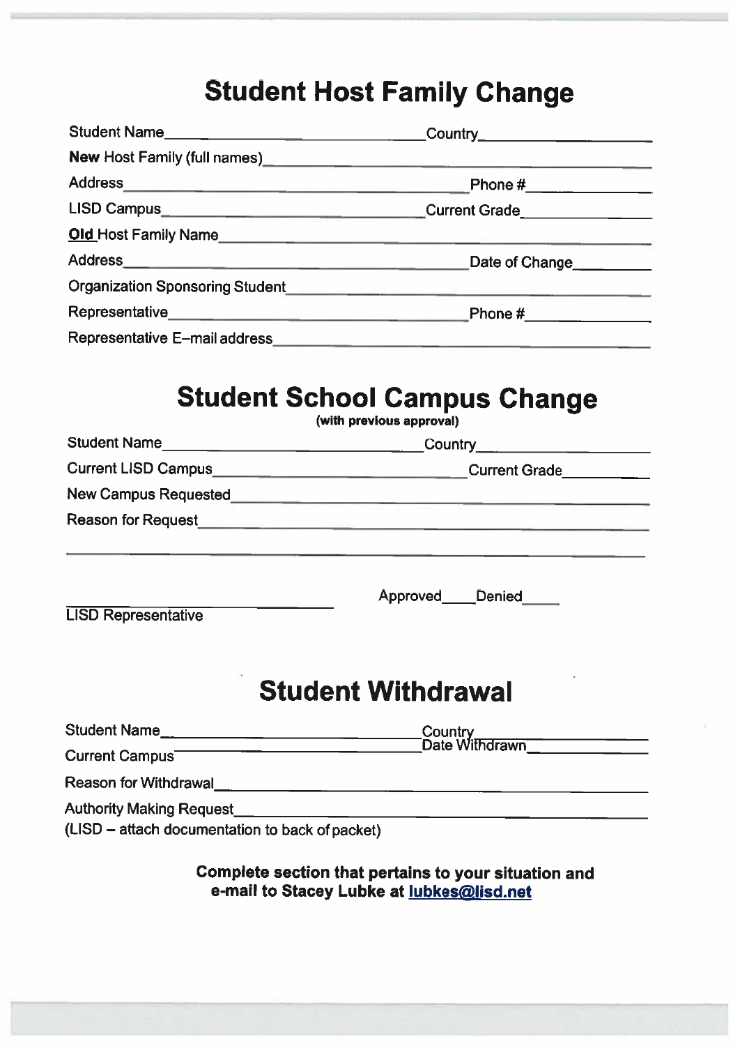# Student Host Family Change

Student Name________________________________ Country____________________

**New** Host Family (full names)____________________________________________

Address________________________________________ Phone #______________

LISD Campus____________________________ Current Grade______________

**Old** Host Family Name___________________________________________________

Address________________________________________ Date of Change_________

Organization Sponsoring Student_____________________________________________

Representative_________________________________ Phone #______________

Representative E–mail address______________________________________________

# Student School Campus Change

**(with previous approval)**

Student Name________________________________ Country____________________

Current LISD Campus___________________________ Current Grade__________

New Campus Requested_____________________________________________________

Reason for Request_______________________________________________________

_______________________________________________________________________

______________________________ Approved____Denied_____

LISD Representative

# Student Withdrawal

Student Name________________________________ Country____________________

Current Campus______________________________ Date Withdrawn_____________

Reason for Withdrawal____________________________________________________

Authority Making Request_________________________________________________

(LISD – attach documentation to back of packet)

**Complete section that pertains to your situation and e-mail to Stacey Lubke at lubkes@lisd.net**